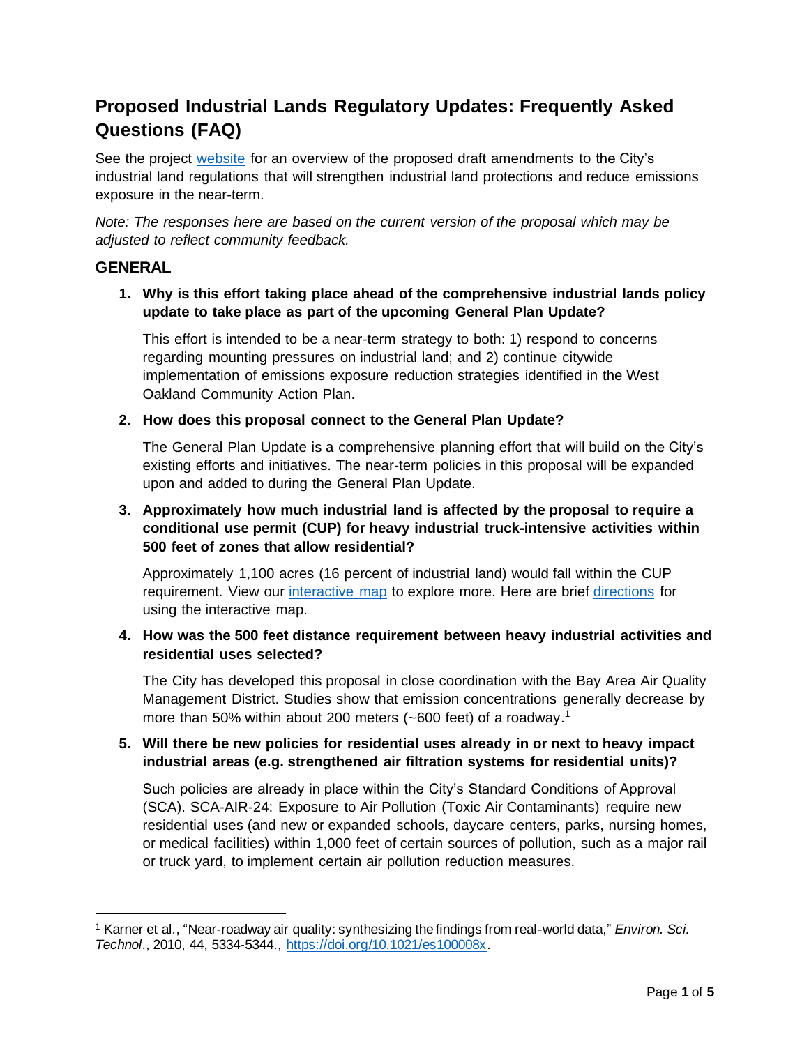# Proposed Industrial Lands Regulatory Updates: Frequently Asked Questions (FAQ)

See the project website for an overview of the proposed draft amendments to the City's industrial land regulations that will strengthen industrial land protections and reduce emissions exposure in the near-term.

*Note: The responses here are based on the current version of the proposal which may be adjusted to reflect community feedback.*

## GENERAL

1. **Why is this effort taking place ahead of the comprehensive industrial lands policy update to take place as part of the upcoming General Plan Update?**

   This effort is intended to be a near-term strategy to both: 1) respond to concerns regarding mounting pressures on industrial land; and 2) continue citywide implementation of emissions exposure reduction strategies identified in the West Oakland Community Action Plan.

2. **How does this proposal connect to the General Plan Update?**

   The General Plan Update is a comprehensive planning effort that will build on the City's existing efforts and initiatives. The near-term policies in this proposal will be expanded upon and added to during the General Plan Update.

3. **Approximately how much industrial land is affected by the proposal to require a conditional use permit (CUP) for heavy industrial truck-intensive activities within 500 feet of zones that allow residential?**

   Approximately 1,100 acres (16 percent of industrial land) would fall within the CUP requirement. View our interactive map to explore more. Here are brief directions for using the interactive map.

4. **How was the 500 feet distance requirement between heavy industrial activities and residential uses selected?**

   The City has developed this proposal in close coordination with the Bay Area Air Quality Management District. Studies show that emission concentrations generally decrease by more than 50% within about 200 meters (~600 feet) of a roadway.[1]

5. **Will there be new policies for residential uses already in or next to heavy impact industrial areas (e.g. strengthened air filtration systems for residential units)?**

   Such policies are already in place within the City's Standard Conditions of Approval (SCA). SCA-AIR-24: Exposure to Air Pollution (Toxic Air Contaminants) require new residential uses (and new or expanded schools, daycare centers, parks, nursing homes, or medical facilities) within 1,000 feet of certain sources of pollution, such as a major rail or truck yard, to implement certain air pollution reduction measures.

---

[1] Karner et al., "Near-roadway air quality: synthesizing the findings from real-world data," *Environ. Sci. Technol*., 2010, 44, 5334-5344., https://doi.org/10.1021/es100008x.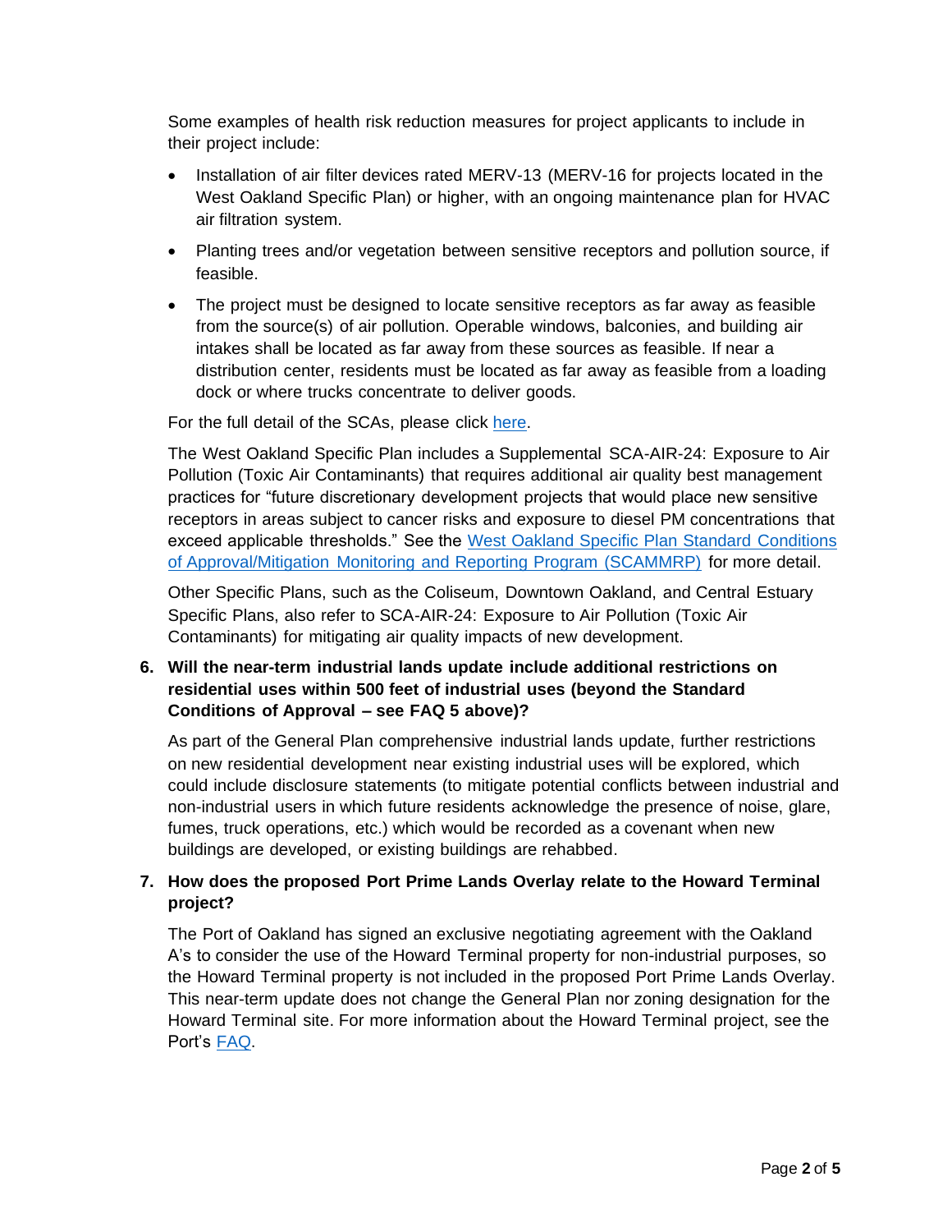Some examples of health risk reduction measures for project applicants to include in their project include:

- Installation of air filter devices rated MERV-13 (MERV-16 for projects located in the West Oakland Specific Plan) or higher, with an ongoing maintenance plan for HVAC air filtration system.
- Planting trees and/or vegetation between sensitive receptors and pollution source, if feasible.
- The project must be designed to locate sensitive receptors as far away as feasible from the source(s) of air pollution. Operable windows, balconies, and building air intakes shall be located as far away from these sources as feasible. If near a distribution center, residents must be located as far away as feasible from a loading dock or where trucks concentrate to deliver goods.

For the full detail of the SCAs, please click here.

The West Oakland Specific Plan includes a Supplemental SCA-AIR-24: Exposure to Air Pollution (Toxic Air Contaminants) that requires additional air quality best management practices for "future discretionary development projects that would place new sensitive receptors in areas subject to cancer risks and exposure to diesel PM concentrations that exceed applicable thresholds." See the West Oakland Specific Plan Standard Conditions of Approval/Mitigation Monitoring and Reporting Program (SCAMMRP) for more detail.

Other Specific Plans, such as the Coliseum, Downtown Oakland, and Central Estuary Specific Plans, also refer to SCA-AIR-24: Exposure to Air Pollution (Toxic Air Contaminants) for mitigating air quality impacts of new development.

**6. Will the near-term industrial lands update include additional restrictions on residential uses within 500 feet of industrial uses (beyond the Standard Conditions of Approval – see FAQ 5 above)?**

As part of the General Plan comprehensive industrial lands update, further restrictions on new residential development near existing industrial uses will be explored, which could include disclosure statements (to mitigate potential conflicts between industrial and non-industrial users in which future residents acknowledge the presence of noise, glare, fumes, truck operations, etc.) which would be recorded as a covenant when new buildings are developed, or existing buildings are rehabbed.

**7. How does the proposed Port Prime Lands Overlay relate to the Howard Terminal project?**

The Port of Oakland has signed an exclusive negotiating agreement with the Oakland A's to consider the use of the Howard Terminal property for non-industrial purposes, so the Howard Terminal property is not included in the proposed Port Prime Lands Overlay. This near-term update does not change the General Plan nor zoning designation for the Howard Terminal site. For more information about the Howard Terminal project, see the Port's FAQ.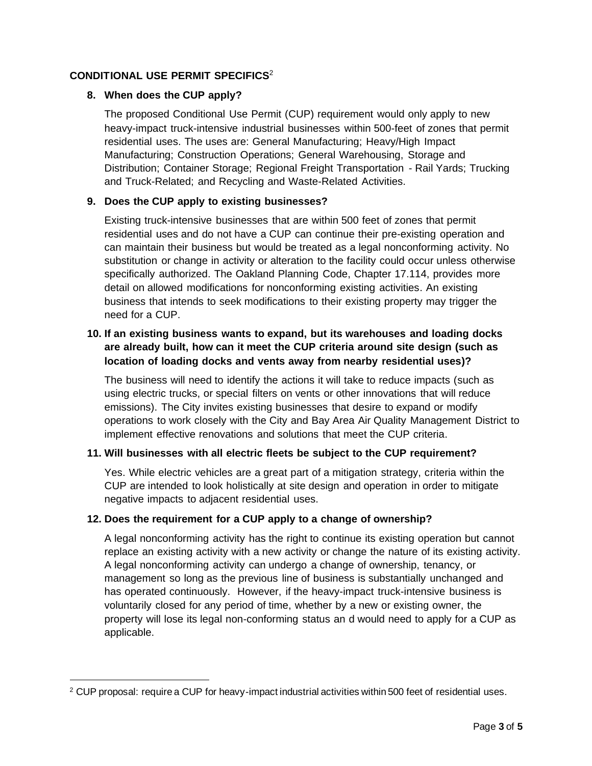## CONDITIONAL USE PERMIT SPECIFICS[2]

**8. When does the CUP apply?**

The proposed Conditional Use Permit (CUP) requirement would only apply to new heavy-impact truck-intensive industrial businesses within 500-feet of zones that permit residential uses. The uses are: General Manufacturing; Heavy/High Impact Manufacturing; Construction Operations; General Warehousing, Storage and Distribution; Container Storage; Regional Freight Transportation - Rail Yards; Trucking and Truck-Related; and Recycling and Waste-Related Activities.

**9. Does the CUP apply to existing businesses?**

Existing truck-intensive businesses that are within 500 feet of zones that permit residential uses and do not have a CUP can continue their pre-existing operation and can maintain their business but would be treated as a legal nonconforming activity. No substitution or change in activity or alteration to the facility could occur unless otherwise specifically authorized. The Oakland Planning Code, Chapter 17.114, provides more detail on allowed modifications for nonconforming existing activities. An existing business that intends to seek modifications to their existing property may trigger the need for a CUP.

**10. If an existing business wants to expand, but its warehouses and loading docks are already built, how can it meet the CUP criteria around site design (such as location of loading docks and vents away from nearby residential uses)?**

The business will need to identify the actions it will take to reduce impacts (such as using electric trucks, or special filters on vents or other innovations that will reduce emissions). The City invites existing businesses that desire to expand or modify operations to work closely with the City and Bay Area Air Quality Management District to implement effective renovations and solutions that meet the CUP criteria.

**11. Will businesses with all electric fleets be subject to the CUP requirement?**

Yes. While electric vehicles are a great part of a mitigation strategy, criteria within the CUP are intended to look holistically at site design and operation in order to mitigate negative impacts to adjacent residential uses.

**12. Does the requirement for a CUP apply to a change of ownership?**

A legal nonconforming activity has the right to continue its existing operation but cannot replace an existing activity with a new activity or change the nature of its existing activity. A legal nonconforming activity can undergo a change of ownership, tenancy, or management so long as the previous line of business is substantially unchanged and has operated continuously. However, if the heavy-impact truck-intensive business is voluntarily closed for any period of time, whether by a new or existing owner, the property will lose its legal non-conforming status an d would need to apply for a CUP as applicable.

---

[2] CUP proposal: require a CUP for heavy-impact industrial activities within 500 feet of residential uses.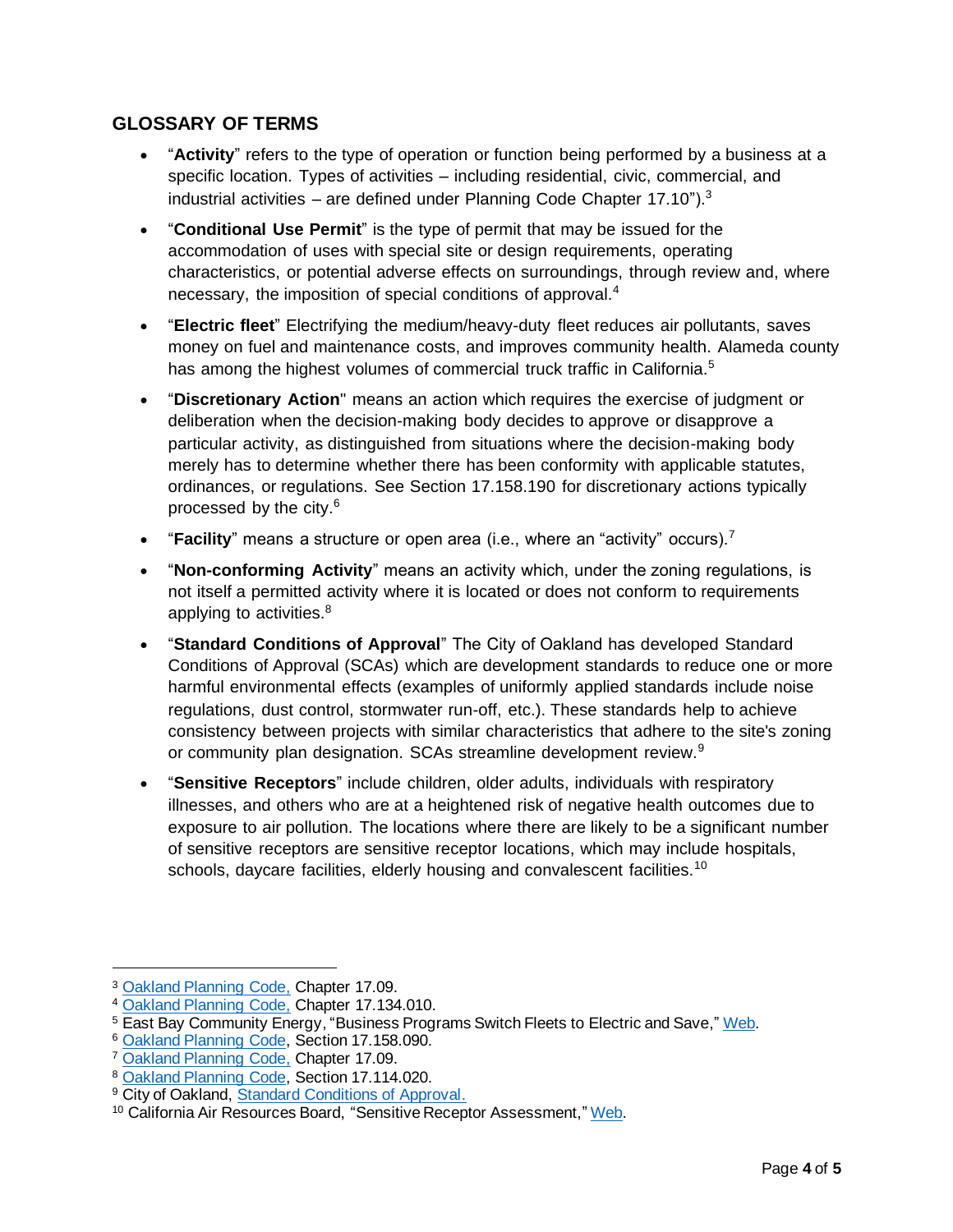## GLOSSARY OF TERMS

- "**Activity**" refers to the type of operation or function being performed by a business at a specific location. Types of activities – including residential, civic, commercial, and industrial activities – are defined under Planning Code Chapter 17.10").[3]
- "**Conditional Use Permit**" is the type of permit that may be issued for the accommodation of uses with special site or design requirements, operating characteristics, or potential adverse effects on surroundings, through review and, where necessary, the imposition of special conditions of approval.[4]
- "**Electric fleet**" Electrifying the medium/heavy-duty fleet reduces air pollutants, saves money on fuel and maintenance costs, and improves community health. Alameda county has among the highest volumes of commercial truck traffic in California.[5]
- "**Discretionary Action**" means an action which requires the exercise of judgment or deliberation when the decision-making body decides to approve or disapprove a particular activity, as distinguished from situations where the decision-making body merely has to determine whether there has been conformity with applicable statutes, ordinances, or regulations. See Section 17.158.190 for discretionary actions typically processed by the city.[6]
- "**Facility**" means a structure or open area (i.e., where an "activity" occurs).[7]
- "**Non-conforming Activity**" means an activity which, under the zoning regulations, is not itself a permitted activity where it is located or does not conform to requirements applying to activities.[8]
- "**Standard Conditions of Approval**" The City of Oakland has developed Standard Conditions of Approval (SCAs) which are development standards to reduce one or more harmful environmental effects (examples of uniformly applied standards include noise regulations, dust control, stormwater run-off, etc.). These standards help to achieve consistency between projects with similar characteristics that adhere to the site's zoning or community plan designation. SCAs streamline development review.[9]
- "**Sensitive Receptors**" include children, older adults, individuals with respiratory illnesses, and others who are at a heightened risk of negative health outcomes due to exposure to air pollution. The locations where there are likely to be a significant number of sensitive receptors are sensitive receptor locations, which may include hospitals, schools, daycare facilities, elderly housing and convalescent facilities.[10]

---

[3] Oakland Planning Code, Chapter 17.09.
[4] Oakland Planning Code, Chapter 17.134.010.
[5] East Bay Community Energy, "Business Programs Switch Fleets to Electric and Save," Web.
[6] Oakland Planning Code, Section 17.158.090.
[7] Oakland Planning Code, Chapter 17.09.
[8] Oakland Planning Code, Section 17.114.020.
[9] City of Oakland, Standard Conditions of Approval.
[10] California Air Resources Board, "Sensitive Receptor Assessment," Web.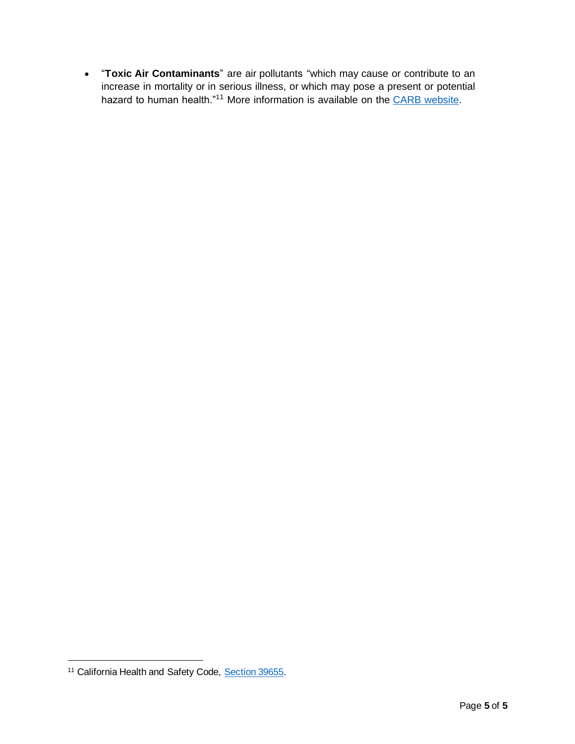- "**Toxic Air Contaminants**" are air pollutants "which may cause or contribute to an increase in mortality or in serious illness, or which may pose a present or potential hazard to human health."[11] More information is available on the CARB website.

[11] California Health and Safety Code, Section 39655.